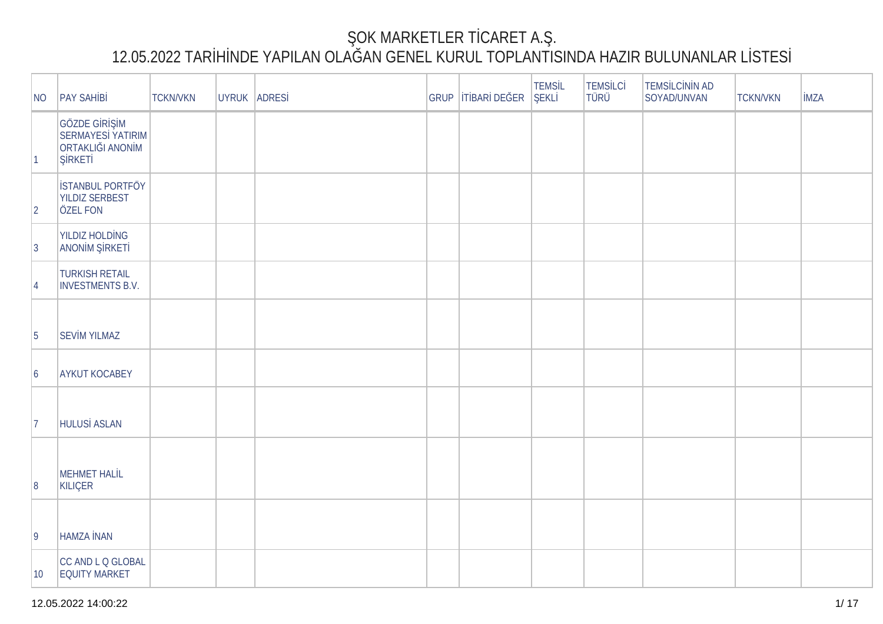# ŞOK MARKETLER TİCARET A.Ş.

## 12.05.2022 TARİHİNDE YAPILAN OLAĞAN GENEL KURUL TOPLANTISINDA HAZIR BULUNANLAR LİSTESİ

| NO | PAY SAHİBİ | TCKN/VKN | UYRUK | ADRESİ | GRUP | İTİBARİ DEĞER | TEMSİL ŞEKLİ | TEMSİLCİ TÜRÜ | TEMSİLCİNİN AD SOYAD/UNVAN | TCKN/VKN | İMZA |
|---|---|---|---|---|---|---|---|---|---|---|---|
| 1 | GÖZDE GİRİŞİM SERMAYESİ YATIRIM ORTAKLIĞI ANONİM ŞİRKETİ | | | | | | | | | | |
| 2 | İSTANBUL PORTFÖY YILDIZ SERBEST ÖZEL FON | | | | | | | | | | |
| 3 | YILDIZ HOLDİNG ANONİM ŞİRKETİ | | | | | | | | | | |
| 4 | TURKISH RETAIL INVESTMENTS B.V. | | | | | | | | | | |
| 5 | SEVİM YILMAZ | | | | | | | | | | |
| 6 | AYKUT KOCABEY | | | | | | | | | | |
| 7 | HULUSİ ASLAN | | | | | | | | | | |
| 8 | MEHMET HALİL KILIÇER | | | | | | | | | | |
| 9 | HAMZA İNAN | | | | | | | | | | |
| 10 | CC AND L Q GLOBAL EQUITY MARKET | | | | | | | | | | |

12.05.2022 14:00:22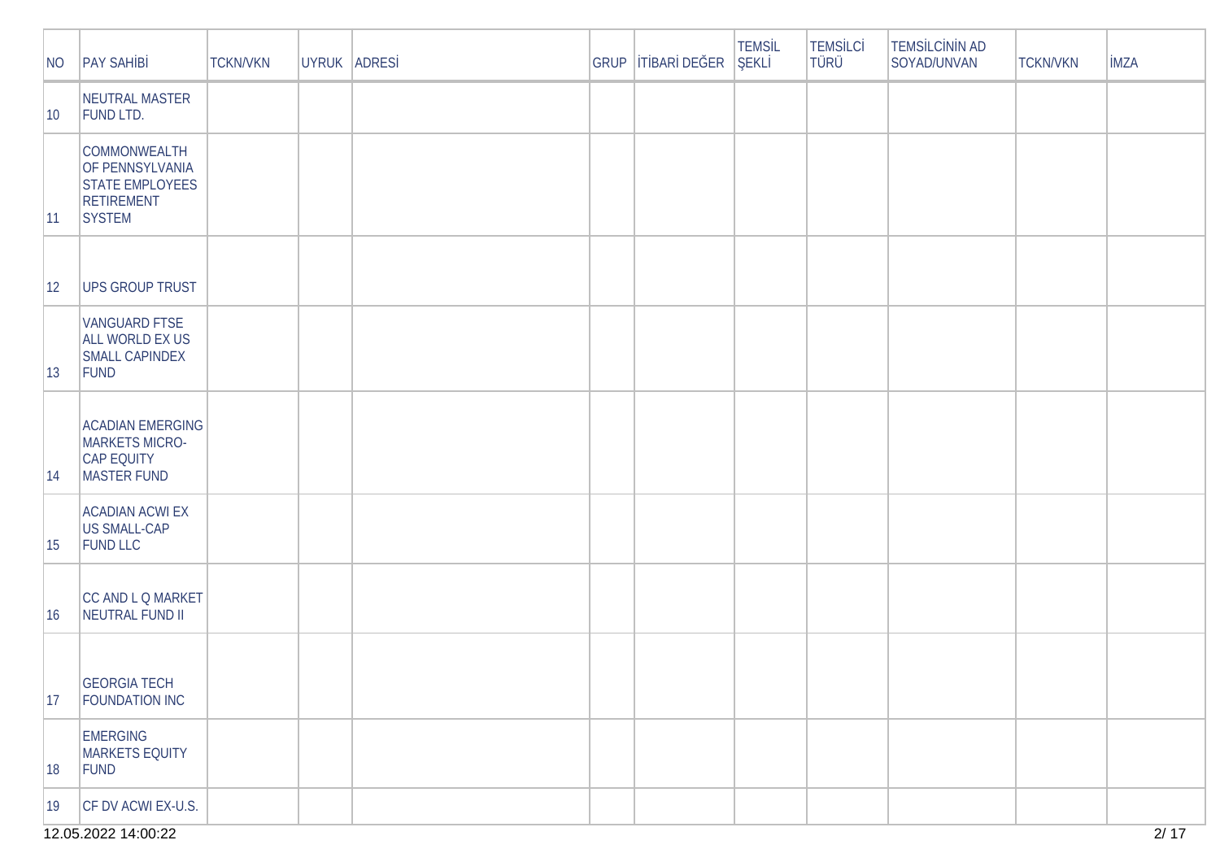| NO | PAY SAHİBİ | TCKN/VKN | UYRUK | ADRESİ | GRUP | İTİBARİ DEĞER | TEMSİL ŞEKLİ | TEMSİLCİ TÜRÜ | TEMSİLCİNİN AD SOYAD/UNVAN | TCKN/VKN | İMZA |
|---|---|---|---|---|---|---|---|---|---|---|---|
| 10 | NEUTRAL MASTER FUND LTD. | | | | | | | | | | |
| 11 | COMMONWEALTH OF PENNSYLVANIA STATE EMPLOYEES RETIREMENT SYSTEM | | | | | | | | | | |
| 12 | UPS GROUP TRUST | | | | | | | | | | |
| 13 | VANGUARD FTSE ALL WORLD EX US SMALL CAPINDEX FUND | | | | | | | | | | |
| 14 | ACADIAN EMERGING MARKETS MICRO-CAP EQUITY MASTER FUND | | | | | | | | | | |
| 15 | ACADIAN ACWI EX US SMALL-CAP FUND LLC | | | | | | | | | | |
| 16 | CC AND L Q MARKET NEUTRAL FUND II | | | | | | | | | | |
| 17 | GEORGIA TECH FOUNDATION INC | | | | | | | | | | |
| 18 | EMERGING MARKETS EQUITY FUND | | | | | | | | | | |
| 19 | CF DV ACWI EX-U.S. | | | | | | | | | | |

12.05.2022 14:00:22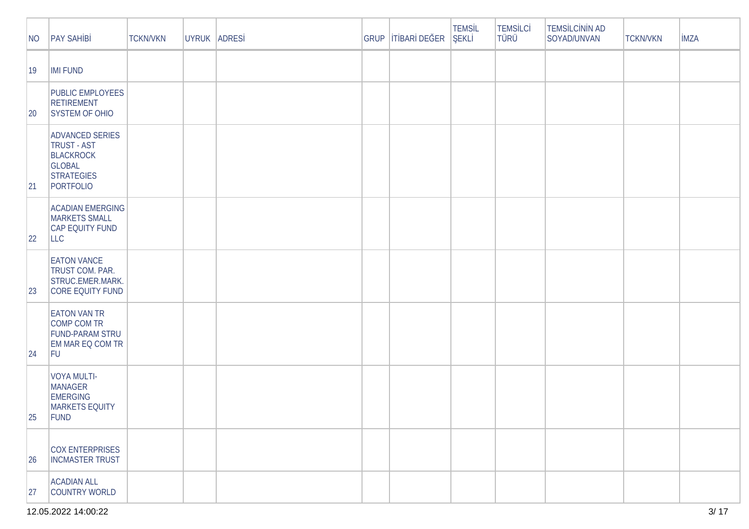| NO | PAY SAHİBİ | TCKN/VKN | UYRUK | ADRESİ | GRUP | İTİBARİ DEĞER | TEMSİL ŞEKLİ | TEMSİLCİ TÜRÜ | TEMSİLCİNİN AD SOYAD/UNVAN | TCKN/VKN | İMZA |
|---|---|---|---|---|---|---|---|---|---|---|---|
| 19 | IMI FUND | | | | | | | | | | |
| 20 | PUBLIC EMPLOYEES RETIREMENT SYSTEM OF OHIO | | | | | | | | | | |
| 21 | ADVANCED SERIES TRUST - AST BLACKROCK GLOBAL STRATEGIES PORTFOLIO | | | | | | | | | | |
| 22 | ACADIAN EMERGING MARKETS SMALL CAP EQUITY FUND LLC | | | | | | | | | | |
| 23 | EATON VANCE TRUST COM. PAR. STRUC.EMER.MARK. CORE EQUITY FUND | | | | | | | | | | |
| 24 | EATON VAN TR COMP COM TR FUND-PARAM STRU EM MAR EQ COM TR FU | | | | | | | | | | |
| 25 | VOYA MULTI-MANAGER EMERGING MARKETS EQUITY FUND | | | | | | | | | | |
| 26 | COX ENTERPRISES INCMASTER TRUST | | | | | | | | | | |
| 27 | ACADIAN ALL COUNTRY WORLD | | | | | | | | | | |

12.05.2022 14:00:22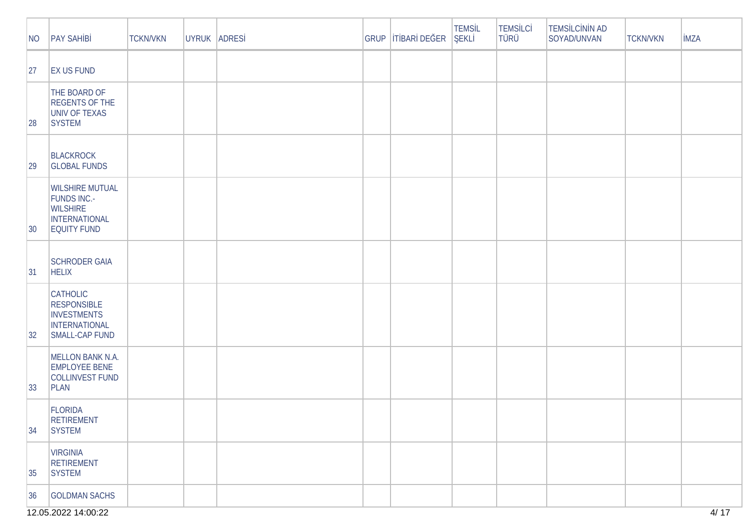| NO | PAY SAHİBİ | TCKN/VKN | UYRUK | ADRESİ | GRUP | İTİBARİ DEĞER | TEMSİL ŞEKLİ | TEMSİLCİ TÜRÜ | TEMSİLCİNİN AD SOYAD/UNVAN | TCKN/VKN | İMZA |
|---|---|---|---|---|---|---|---|---|---|---|---|
| 27 | EX US FUND | | | | | | | | | | |
| 28 | THE BOARD OF REGENTS OF THE UNIV OF TEXAS SYSTEM | | | | | | | | | | |
| 29 | BLACKROCK GLOBAL FUNDS | | | | | | | | | | |
| 30 | WILSHIRE MUTUAL FUNDS INC.- WILSHIRE INTERNATIONAL EQUITY FUND | | | | | | | | | | |
| 31 | SCHRODER GAIA HELIX | | | | | | | | | | |
| 32 | CATHOLIC RESPONSIBLE INVESTMENTS INTERNATIONAL SMALL-CAP FUND | | | | | | | | | | |
| 33 | MELLON BANK N.A. EMPLOYEE BENE COLLINVEST FUND PLAN | | | | | | | | | | |
| 34 | FLORIDA RETIREMENT SYSTEM | | | | | | | | | | |
| 35 | VIRGINIA RETIREMENT SYSTEM | | | | | | | | | | |
| 36 | GOLDMAN SACHS | | | | | | | | | | |

12.05.2022 14:00:22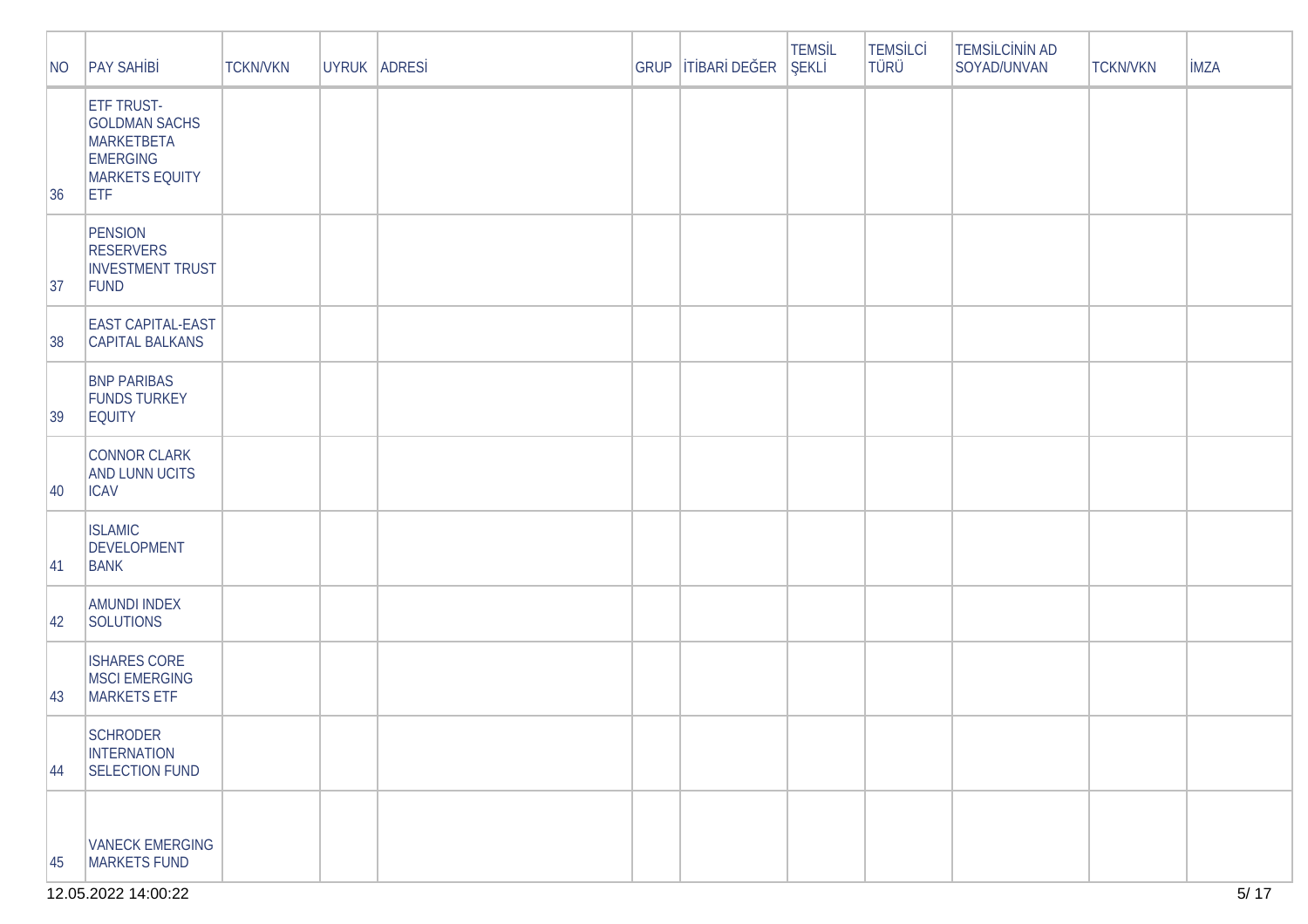| NO | PAY SAHİBİ | TCKN/VKN | UYRUK | ADRESİ | GRUP | İTİBARİ DEĞER | TEMSİL ŞEKLİ | TEMSİLCİ TÜRÜ | TEMSİLCİNİN AD SOYAD/UNVAN | TCKN/VKN | İMZA |
|---|---|---|---|---|---|---|---|---|---|---|---|
| 36 | ETF TRUST-GOLDMAN SACHS MARKETBETA EMERGING MARKETS EQUITY ETF | | | | | | | | | | |
| 37 | PENSION RESERVERS INVESTMENT TRUST FUND | | | | | | | | | | |
| 38 | EAST CAPITAL-EAST CAPITAL BALKANS | | | | | | | | | | |
| 39 | BNP PARIBAS FUNDS TURKEY EQUITY | | | | | | | | | | |
| 40 | CONNOR CLARK AND LUNN UCITS ICAV | | | | | | | | | | |
| 41 | ISLAMIC DEVELOPMENT BANK | | | | | | | | | | |
| 42 | AMUNDI INDEX SOLUTIONS | | | | | | | | | | |
| 43 | ISHARES CORE MSCI EMERGING MARKETS ETF | | | | | | | | | | |
| 44 | SCHRODER INTERNATION SELECTION FUND | | | | | | | | | | |
| 45 | VANECK EMERGING MARKETS FUND | | | | | | | | | | |

12.05.2022 14:00:22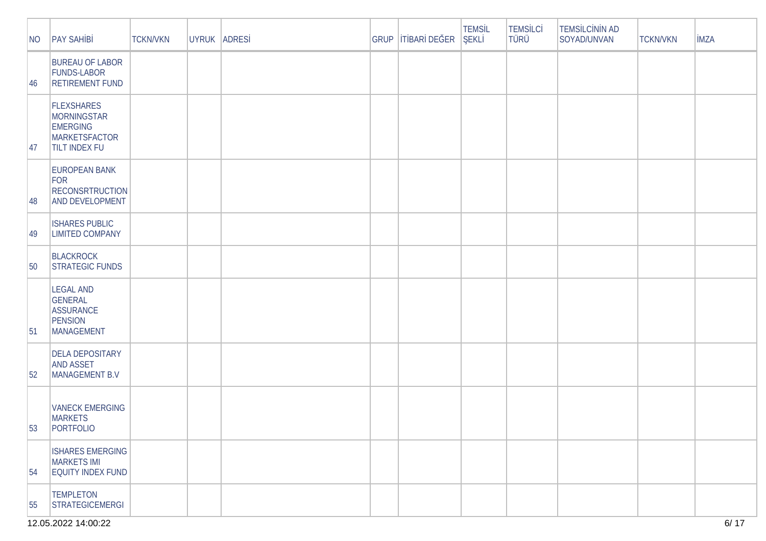| NO | PAY SAHİBİ | TCKN/VKN | UYRUK | ADRESİ | GRUP | İTİBARİ DEĞER | TEMSİL ŞEKLİ | TEMSİLCİ TÜRÜ | TEMSİLCİNİN AD SOYAD/UNVAN | TCKN/VKN | İMZA |
|---|---|---|---|---|---|---|---|---|---|---|---|
| 46 | BUREAU OF LABOR FUNDS-LABOR RETIREMENT FUND | | | | | | | | | | |
| 47 | FLEXSHARES MORNINGSTAR EMERGING MARKETSFACTOR TILT INDEX FU | | | | | | | | | | |
| 48 | EUROPEAN BANK FOR RECONSRTRUCTION AND DEVELOPMENT | | | | | | | | | | |
| 49 | ISHARES PUBLIC LIMITED COMPANY | | | | | | | | | | |
| 50 | BLACKROCK STRATEGIC FUNDS | | | | | | | | | | |
| 51 | LEGAL AND GENERAL ASSURANCE PENSION MANAGEMENT | | | | | | | | | | |
| 52 | DELA DEPOSITARY AND ASSET MANAGEMENT B.V | | | | | | | | | | |
| 53 | VANECK EMERGING MARKETS PORTFOLIO | | | | | | | | | | |
| 54 | ISHARES EMERGING MARKETS IMI EQUITY INDEX FUND | | | | | | | | | | |
| 55 | TEMPLETON STRATEGICEMERGI | | | | | | | | | | |

12.05.2022 14:00:22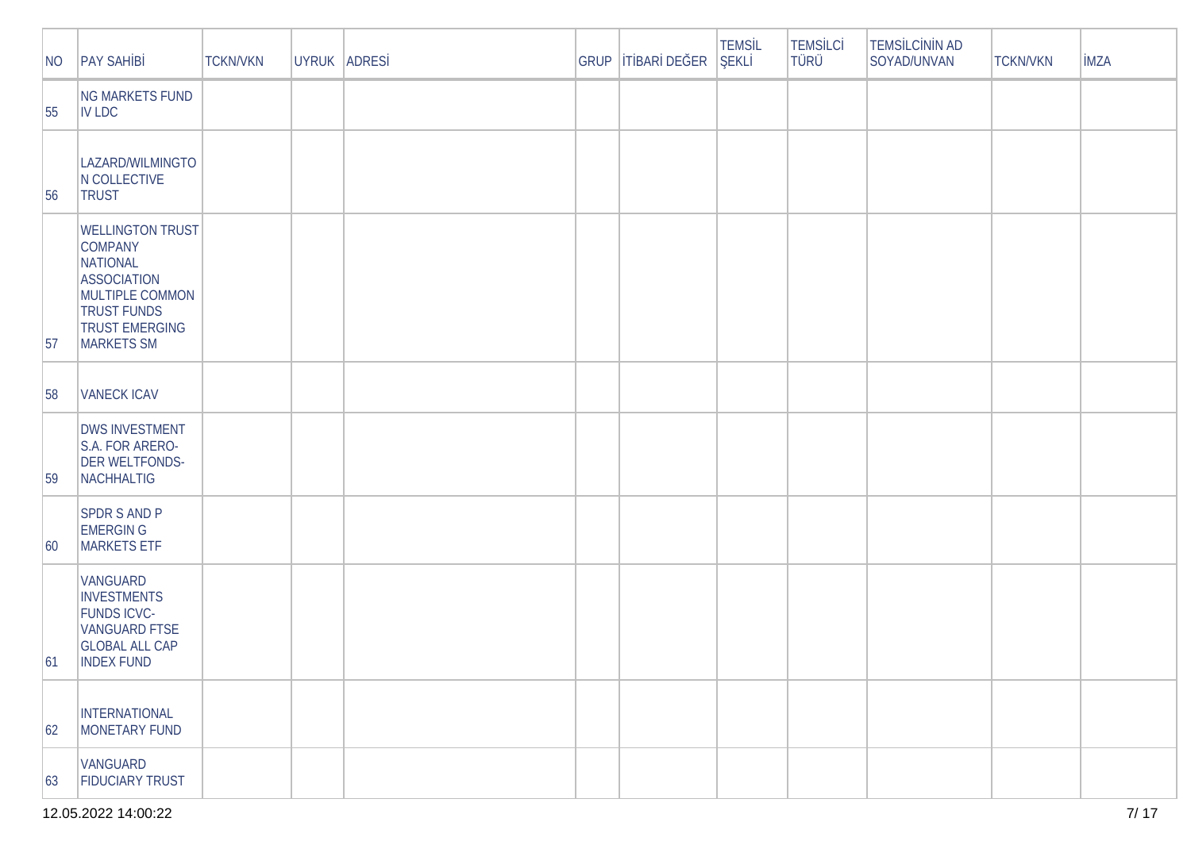| NO | PAY SAHİBİ | TCKN/VKN | UYRUK | ADRESİ | GRUP | İTİBARİ DEĞER | TEMSİL ŞEKLİ | TEMSİLCİ TÜRÜ | TEMSİLCİNİN AD SOYAD/UNVAN | TCKN/VKN | İMZA |
|---|---|---|---|---|---|---|---|---|---|---|---|
| 55 | NG MARKETS FUND IV LDC | | | | | | | | | | |
| 56 | LAZARD/WILMINGTON COLLECTIVE TRUST | | | | | | | | | | |
| 57 | WELLINGTON TRUST COMPANY NATIONAL ASSOCIATION MULTIPLE COMMON TRUST FUNDS TRUST EMERGING MARKETS SM | | | | | | | | | | |
| 58 | VANECK ICAV | | | | | | | | | | |
| 59 | DWS INVESTMENT S.A. FOR ARERO-DER WELTFONDS-NACHHALTIG | | | | | | | | | | |
| 60 | SPDR S AND P EMERGIN G MARKETS ETF | | | | | | | | | | |
| 61 | VANGUARD INVESTMENTS FUNDS ICVC-VANGUARD FTSE GLOBAL ALL CAP INDEX FUND | | | | | | | | | | |
| 62 | INTERNATIONAL MONETARY FUND | | | | | | | | | | |
| 63 | VANGUARD FIDUCIARY TRUST | | | | | | | | | | |

12.05.2022 14:00:22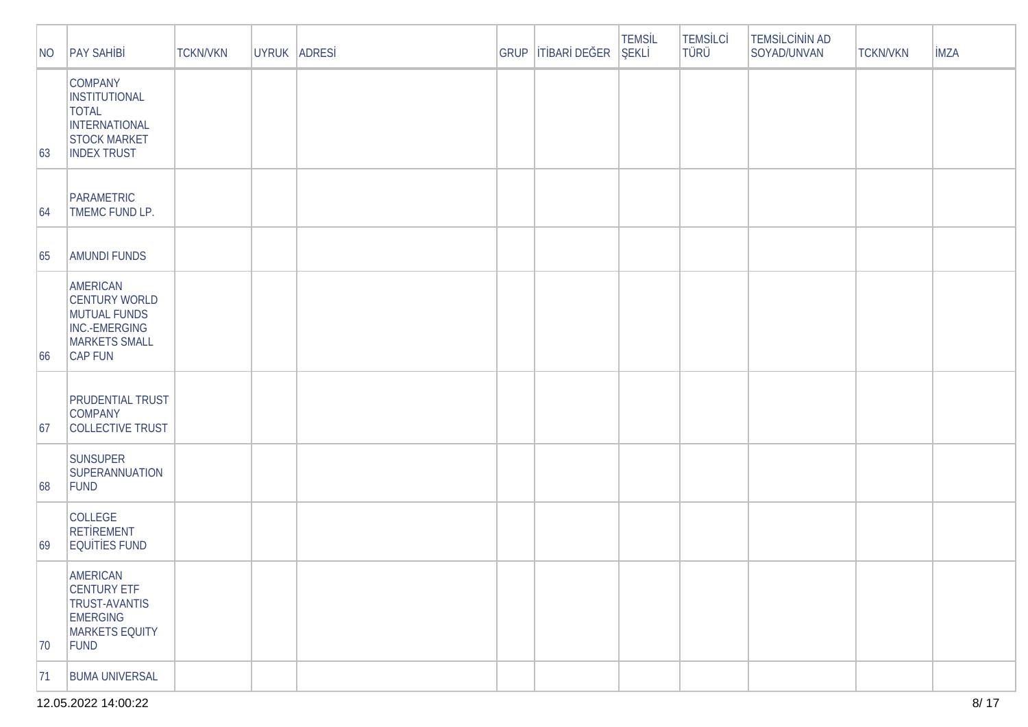| NO | PAY SAHİBİ | TCKN/VKN | UYRUK | ADRESİ | GRUP | İTİBARİ DEĞER | TEMSİL ŞEKLİ | TEMSİLCİ TÜRÜ | TEMSİLCİNİN AD SOYAD/UNVAN | TCKN/VKN | İMZA |
|---|---|---|---|---|---|---|---|---|---|---|---|
| 63 | COMPANY INSTITUTIONAL TOTAL INTERNATIONAL STOCK MARKET INDEX TRUST | | | | | | | | | | |
| 64 | PARAMETRIC TMEMC FUND LP. | | | | | | | | | | |
| 65 | AMUNDI FUNDS | | | | | | | | | | |
| 66 | AMERICAN CENTURY WORLD MUTUAL FUNDS INC.-EMERGING MARKETS SMALL CAP FUN | | | | | | | | | | |
| 67 | PRUDENTIAL TRUST COMPANY COLLECTIVE TRUST | | | | | | | | | | |
| 68 | SUNSUPER SUPERANNUATION FUND | | | | | | | | | | |
| 69 | COLLEGE RETİREMENT EQUİTİES FUND | | | | | | | | | | |
| 70 | AMERICAN CENTURY ETF TRUST-AVANTIS EMERGING MARKETS EQUITY FUND | | | | | | | | | | |
| 71 | BUMA UNIVERSAL | | | | | | | | | | |

12.05.2022 14:00:22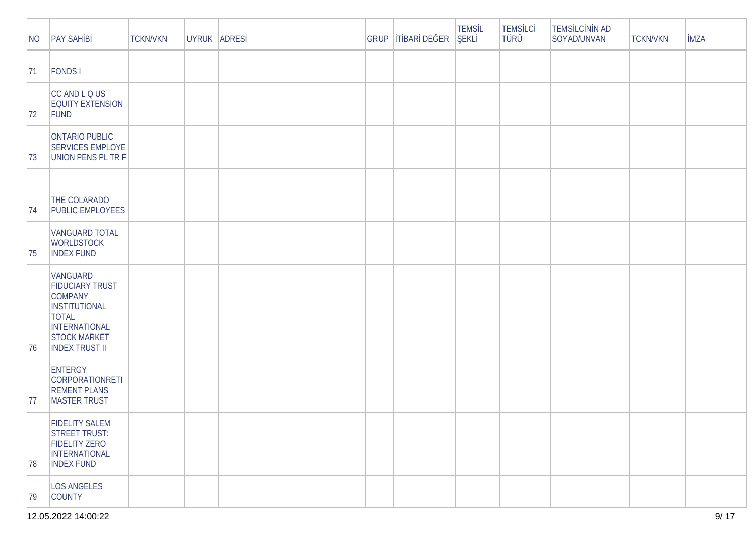| NO | PAY SAHİBİ | TCKN/VKN | UYRUK | ADRESİ | GRUP | İTİBARİ DEĞER | TEMSİL ŞEKLİ | TEMSİLCİ TÜRÜ | TEMSİLCİNİN AD SOYAD/UNVAN | TCKN/VKN | İMZA |
|---|---|---|---|---|---|---|---|---|---|---|---|
| 71 | FONDS I | | | | | | | | | | |
| 72 | CC AND L Q US EQUITY EXTENSION FUND | | | | | | | | | | |
| 73 | ONTARIO PUBLIC SERVICES EMPLOYE UNION PENS PL TR F | | | | | | | | | | |
| 74 | THE COLARADO PUBLIC EMPLOYEES | | | | | | | | | | |
| 75 | VANGUARD TOTAL WORLDSTOCK INDEX FUND | | | | | | | | | | |
| 76 | VANGUARD FIDUCIARY TRUST COMPANY INSTITUTIONAL TOTAL INTERNATIONAL STOCK MARKET INDEX TRUST II | | | | | | | | | | |
| 77 | ENTERGY CORPORATIONRETI REMENT PLANS MASTER TRUST | | | | | | | | | | |
| 78 | FIDELITY SALEM STREET TRUST: FIDELITY ZERO INTERNATIONAL INDEX FUND | | | | | | | | | | |
| 79 | LOS ANGELES COUNTY | | | | | | | | | | |

12.05.2022 14:00:22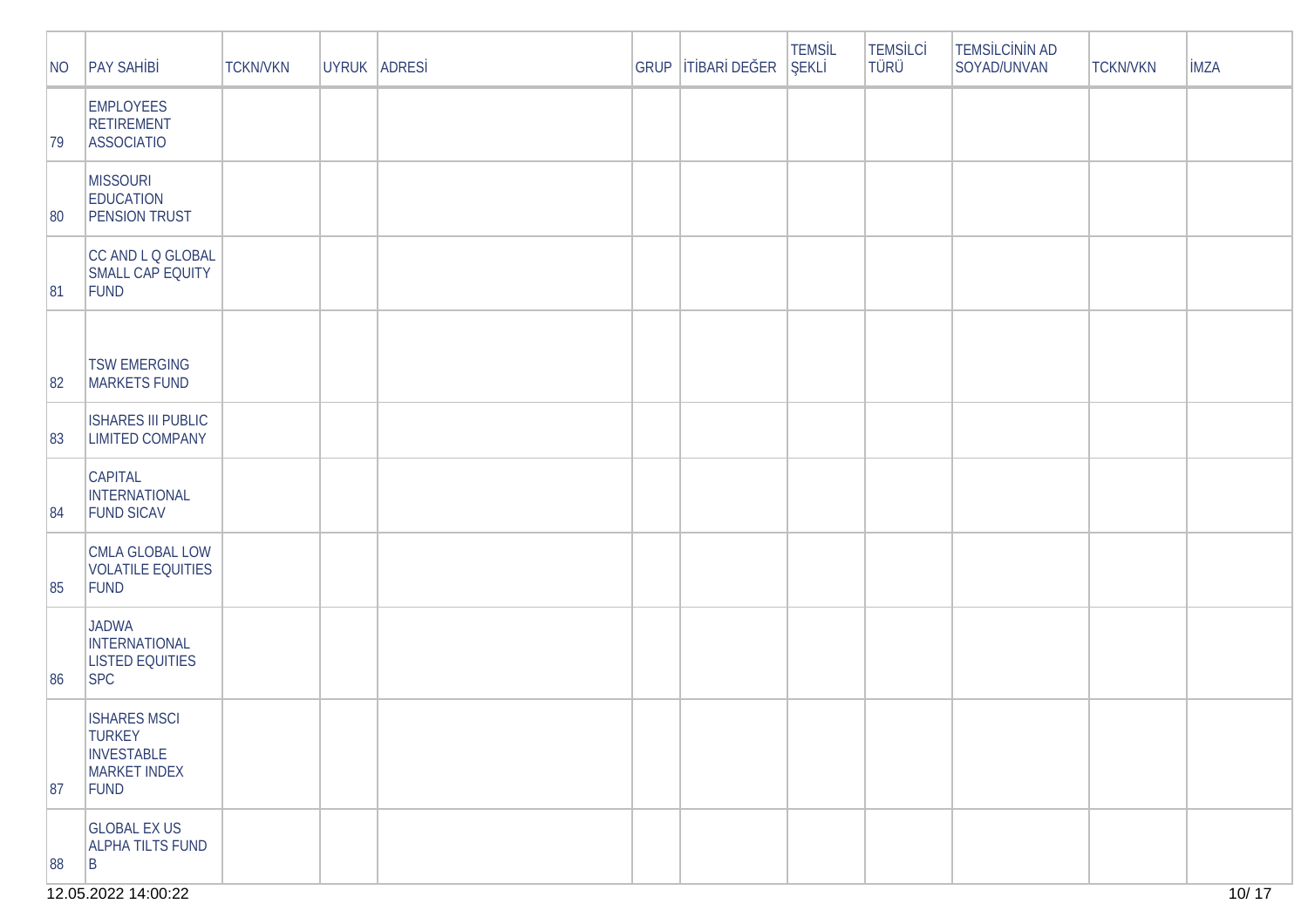| NO | PAY SAHİBİ | TCKN/VKN | UYRUK | ADRESİ | GRUP | İTİBARİ DEĞER | TEMSİL ŞEKLİ | TEMSİLCİ TÜRÜ | TEMSİLCİNİN AD SOYAD/UNVAN | TCKN/VKN | İMZA |
|---|---|---|---|---|---|---|---|---|---|---|---|
| 79 | EMPLOYEES RETIREMENT ASSOCIATIO | | | | | | | | | | |
| 80 | MISSOURI EDUCATION PENSION TRUST | | | | | | | | | | |
| 81 | CC AND L Q GLOBAL SMALL CAP EQUITY FUND | | | | | | | | | | |
| 82 | TSW EMERGING MARKETS FUND | | | | | | | | | | |
| 83 | ISHARES III PUBLIC LIMITED COMPANY | | | | | | | | | | |
| 84 | CAPITAL INTERNATIONAL FUND SICAV | | | | | | | | | | |
| 85 | CMLA GLOBAL LOW VOLATILE EQUITIES FUND | | | | | | | | | | |
| 86 | JADWA INTERNATIONAL LISTED EQUITIES SPC | | | | | | | | | | |
| 87 | ISHARES MSCI TURKEY INVESTABLE MARKET INDEX FUND | | | | | | | | | | |
| 88 | GLOBAL EX US ALPHA TILTS FUND B | | | | | | | | | | |

12.05.2022 14:00:22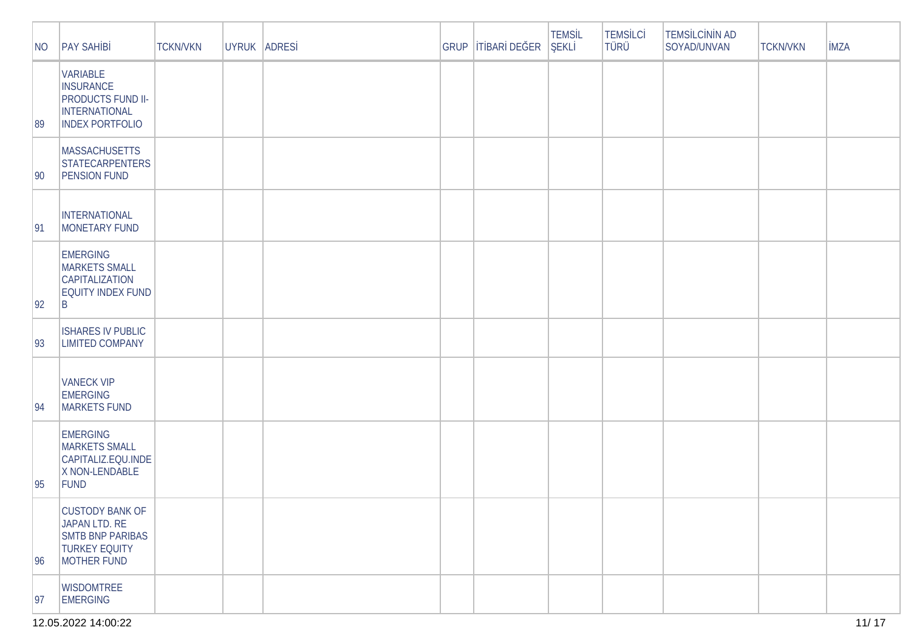| NO | PAY SAHİBİ | TCKN/VKN | UYRUK | ADRESİ | GRUP | İTİBARİ DEĞER | TEMSİL ŞEKLİ | TEMSİLCİ TÜRÜ | TEMSİLCİNİN AD SOYAD/UNVAN | TCKN/VKN | İMZA |
|---|---|---|---|---|---|---|---|---|---|---|---|
| 89 | VARIABLE INSURANCE PRODUCTS FUND II-INTERNATIONAL INDEX PORTFOLIO | | | | | | | | | | |
| 90 | MASSACHUSETTS STATECARPENTERS PENSION FUND | | | | | | | | | | |
| 91 | INTERNATIONAL MONETARY FUND | | | | | | | | | | |
| 92 | EMERGING MARKETS SMALL CAPITALIZATION EQUITY INDEX FUND B | | | | | | | | | | |
| 93 | ISHARES IV PUBLIC LIMITED COMPANY | | | | | | | | | | |
| 94 | VANECK VIP EMERGING MARKETS FUND | | | | | | | | | | |
| 95 | EMERGING MARKETS SMALL CAPITALIZ.EQU.INDEX NON-LENDABLE FUND | | | | | | | | | | |
| 96 | CUSTODY BANK OF JAPAN LTD. RE SMTB BNP PARIBAS TURKEY EQUITY MOTHER FUND | | | | | | | | | | |
| 97 | WISDOMTREE EMERGING | | | | | | | | | | |

12.05.2022 14:00:22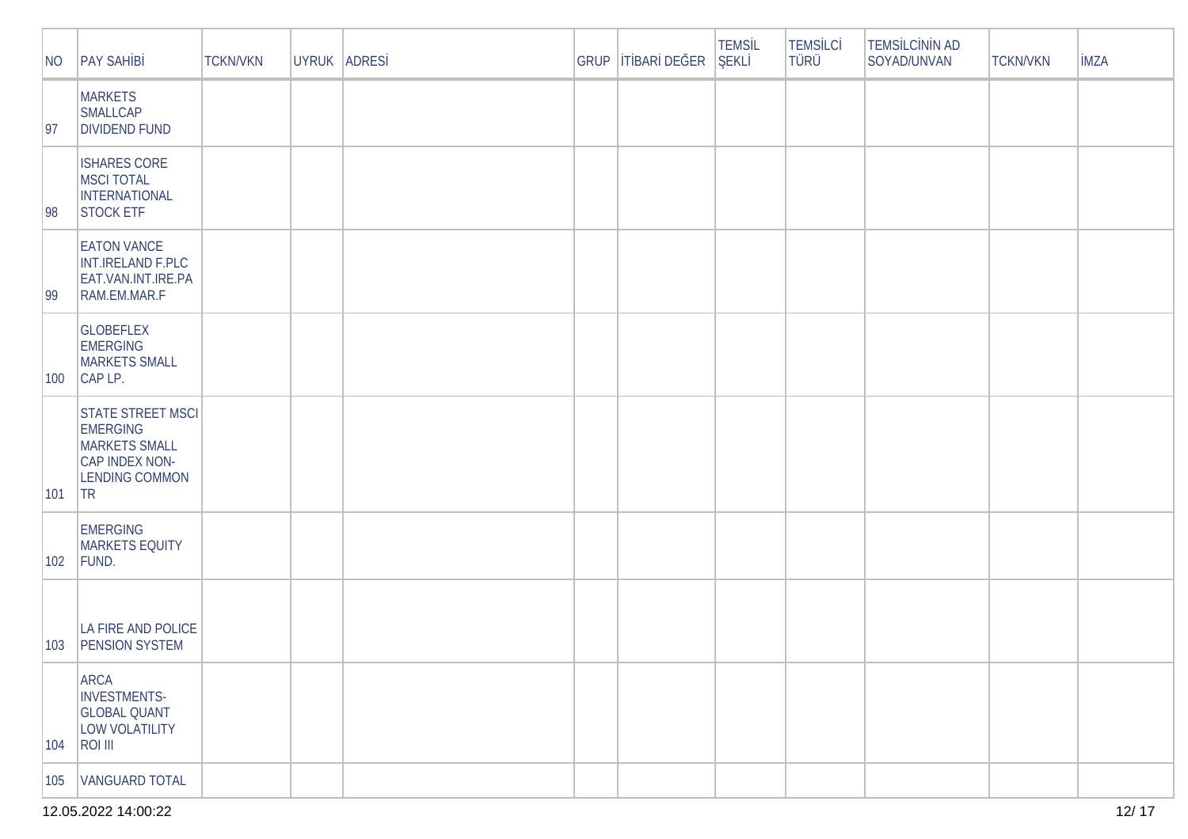| NO | PAY SAHİBİ | TCKN/VKN | UYRUK | ADRESİ | GRUP | İTİBARİ DEĞER | TEMSİL ŞEKLİ | TEMSİLCİ TÜRÜ | TEMSİLCİNİN AD SOYAD/UNVAN | TCKN/VKN | İMZA |
|---|---|---|---|---|---|---|---|---|---|---|---|
| 97 | MARKETS SMALLCAP DIVIDEND FUND | | | | | | | | | | |
| 98 | ISHARES CORE MSCI TOTAL INTERNATIONAL STOCK ETF | | | | | | | | | | |
| 99 | EATON VANCE INT.IRELAND F.PLC EAT.VAN.INT.IRE.PARAM.EM.MAR.F | | | | | | | | | | |
| 100 | GLOBEFLEX EMERGING MARKETS SMALL CAP LP. | | | | | | | | | | |
| 101 | STATE STREET MSCI EMERGING MARKETS SMALL CAP INDEX NON-LENDING COMMON TR | | | | | | | | | | |
| 102 | EMERGING MARKETS EQUITY FUND. | | | | | | | | | | |
| 103 | LA FIRE AND POLICE PENSION SYSTEM | | | | | | | | | | |
| 104 | ARCA INVESTMENTS-GLOBAL QUANT LOW VOLATILITY ROI III | | | | | | | | | | |
| 105 | VANGUARD TOTAL | | | | | | | | | | |

12.05.2022 14:00:22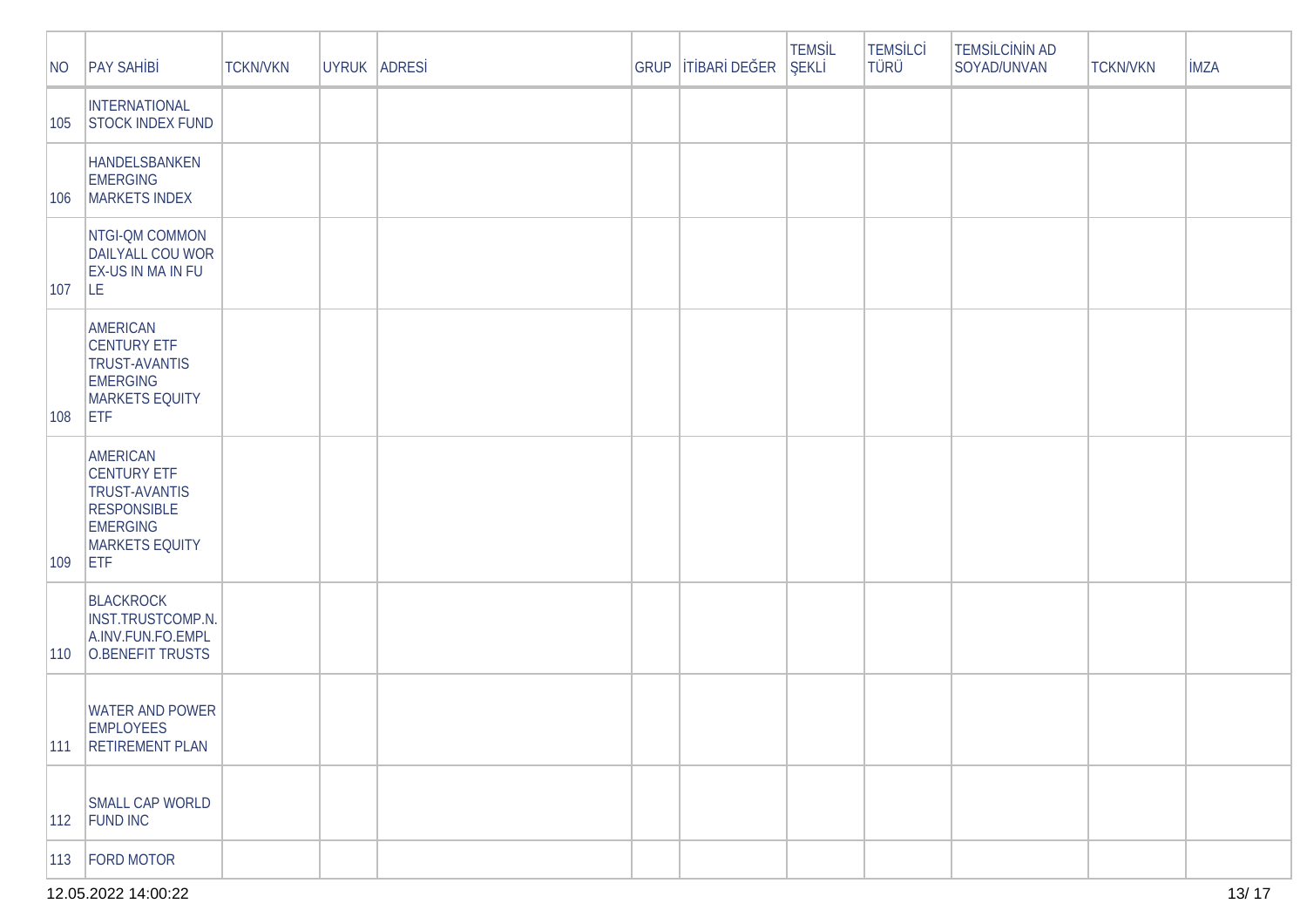| NO | PAY SAHİBİ | TCKN/VKN | UYRUK | ADRESİ | GRUP | İTİBARİ DEĞER | TEMSİL ŞEKLİ | TEMSİLCİ TÜRÜ | TEMSİLCİNİN AD SOYAD/UNVAN | TCKN/VKN | İMZA |
|---|---|---|---|---|---|---|---|---|---|---|---|
| 105 | INTERNATIONAL STOCK INDEX FUND | | | | | | | | | | |
| 106 | HANDELSBANKEN EMERGING MARKETS INDEX | | | | | | | | | | |
| 107 | NTGI-QM COMMON DAILYALL COU WOR EX-US IN MA IN FU LE | | | | | | | | | | |
| 108 | AMERICAN CENTURY ETF TRUST-AVANTIS EMERGING MARKETS EQUITY ETF | | | | | | | | | | |
| 109 | AMERICAN CENTURY ETF TRUST-AVANTIS RESPONSIBLE EMERGING MARKETS EQUITY ETF | | | | | | | | | | |
| 110 | BLACKROCK INST.TRUSTCOMP.N.A.INV.FUN.FO.EMPL O.BENEFIT TRUSTS | | | | | | | | | | |
| 111 | WATER AND POWER EMPLOYEES RETIREMENT PLAN | | | | | | | | | | |
| 112 | SMALL CAP WORLD FUND INC | | | | | | | | | | |
| 113 | FORD MOTOR | | | | | | | | | | |

12.05.2022 14:00:22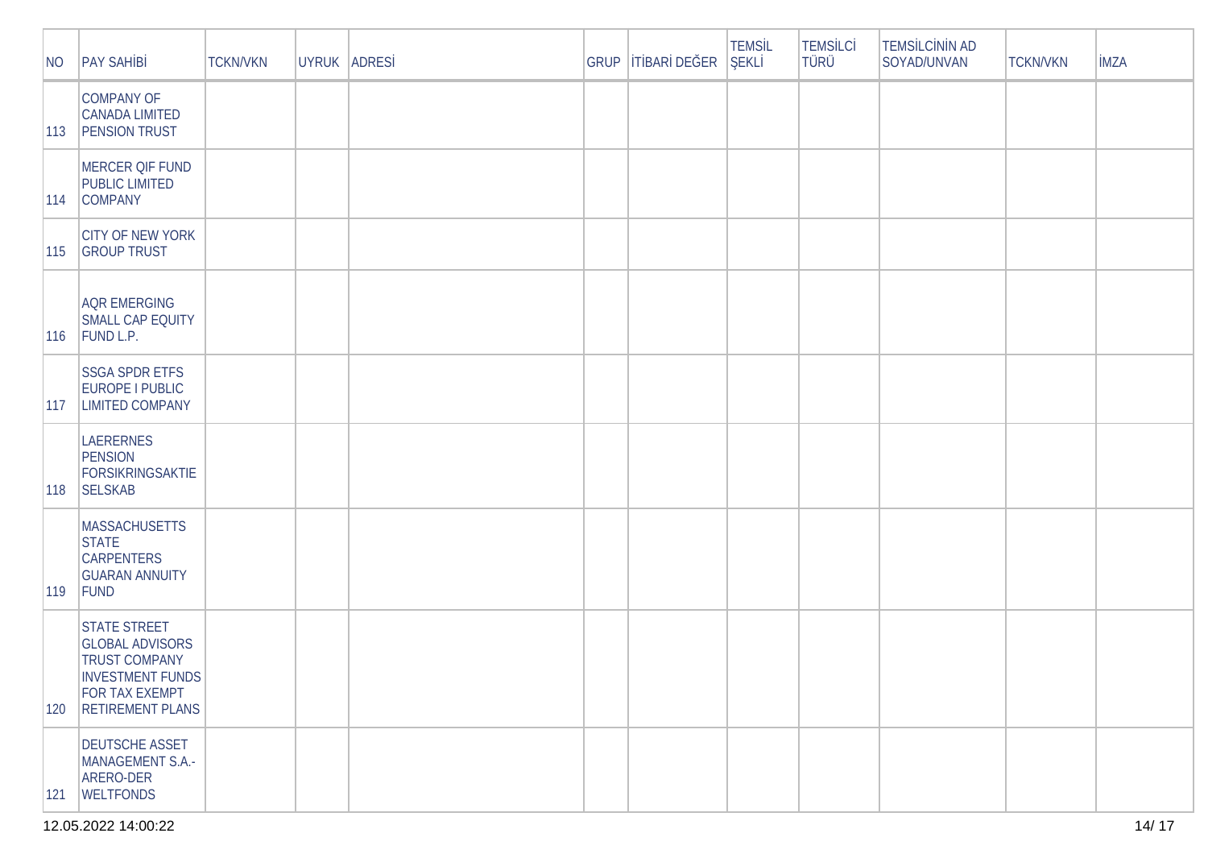| NO | PAY SAHİBİ | TCKN/VKN | UYRUK | ADRESİ | GRUP | İTİBARİ DEĞER | TEMSİL ŞEKLİ | TEMSİLCİ TÜRÜ | TEMSİLCİNİN AD SOYAD/UNVAN | TCKN/VKN | İMZA |
|---|---|---|---|---|---|---|---|---|---|---|---|
| 113 | COMPANY OF CANADA LIMITED PENSION TRUST | | | | | | | | | | |
| 114 | MERCER QIF FUND PUBLIC LIMITED COMPANY | | | | | | | | | | |
| 115 | CITY OF NEW YORK GROUP TRUST | | | | | | | | | | |
| 116 | AQR EMERGING SMALL CAP EQUITY FUND L.P. | | | | | | | | | | |
| 117 | SSGA SPDR ETFS EUROPE I PUBLIC LIMITED COMPANY | | | | | | | | | | |
| 118 | LAERERNES PENSION FORSIKRINGSAKTIE SELSKAB | | | | | | | | | | |
| 119 | MASSACHUSETTS STATE CARPENTERS GUARAN ANNUITY FUND | | | | | | | | | | |
| 120 | STATE STREET GLOBAL ADVISORS TRUST COMPANY INVESTMENT FUNDS FOR TAX EXEMPT RETIREMENT PLANS | | | | | | | | | | |
| 121 | DEUTSCHE ASSET MANAGEMENT S.A.- ARERO-DER WELTFONDS | | | | | | | | | | |

12.05.2022 14:00:22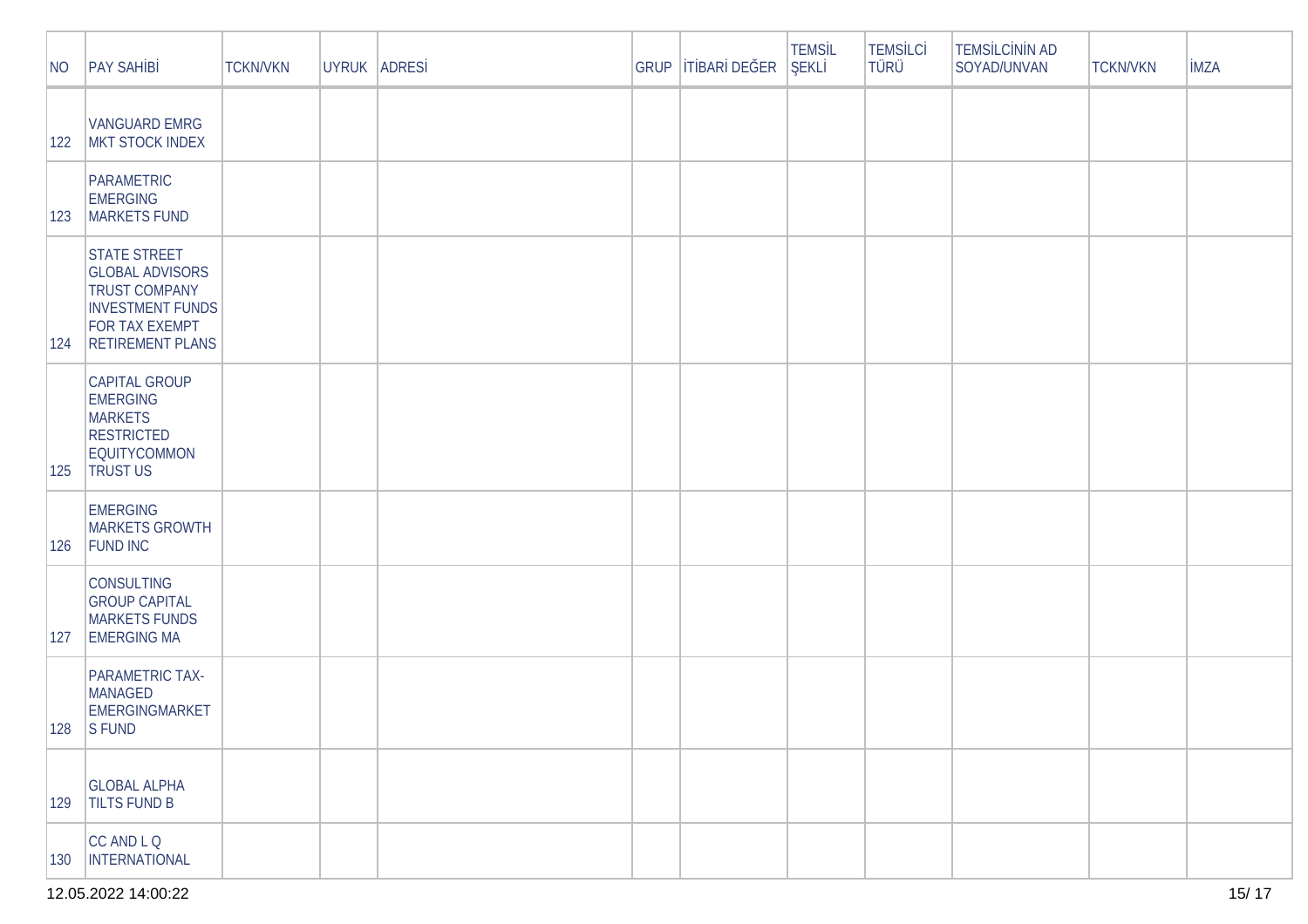| NO | PAY SAHİBİ | TCKN/VKN | UYRUK | ADRESİ | GRUP | İTİBARİ DEĞER | TEMSİL ŞEKLİ | TEMSİLCİ TÜRÜ | TEMSİLCİNİN AD SOYAD/UNVAN | TCKN/VKN | İMZA |
|---|---|---|---|---|---|---|---|---|---|---|---|
| 122 | VANGUARD EMRG MKT STOCK INDEX | | | | | | | | | | |
| 123 | PARAMETRIC EMERGING MARKETS FUND | | | | | | | | | | |
| 124 | STATE STREET GLOBAL ADVISORS TRUST COMPANY INVESTMENT FUNDS FOR TAX EXEMPT RETIREMENT PLANS | | | | | | | | | | |
| 125 | CAPITAL GROUP EMERGING MARKETS RESTRICTED EQUITYCOMMON TRUST US | | | | | | | | | | |
| 126 | EMERGING MARKETS GROWTH FUND INC | | | | | | | | | | |
| 127 | CONSULTING GROUP CAPITAL MARKETS FUNDS EMERGING MA | | | | | | | | | | |
| 128 | PARAMETRIC TAX-MANAGED EMERGINGMARKETS FUND | | | | | | | | | | |
| 129 | GLOBAL ALPHA TILTS FUND B | | | | | | | | | | |
| 130 | CC AND L Q INTERNATIONAL | | | | | | | | | | |

12.05.2022 14:00:22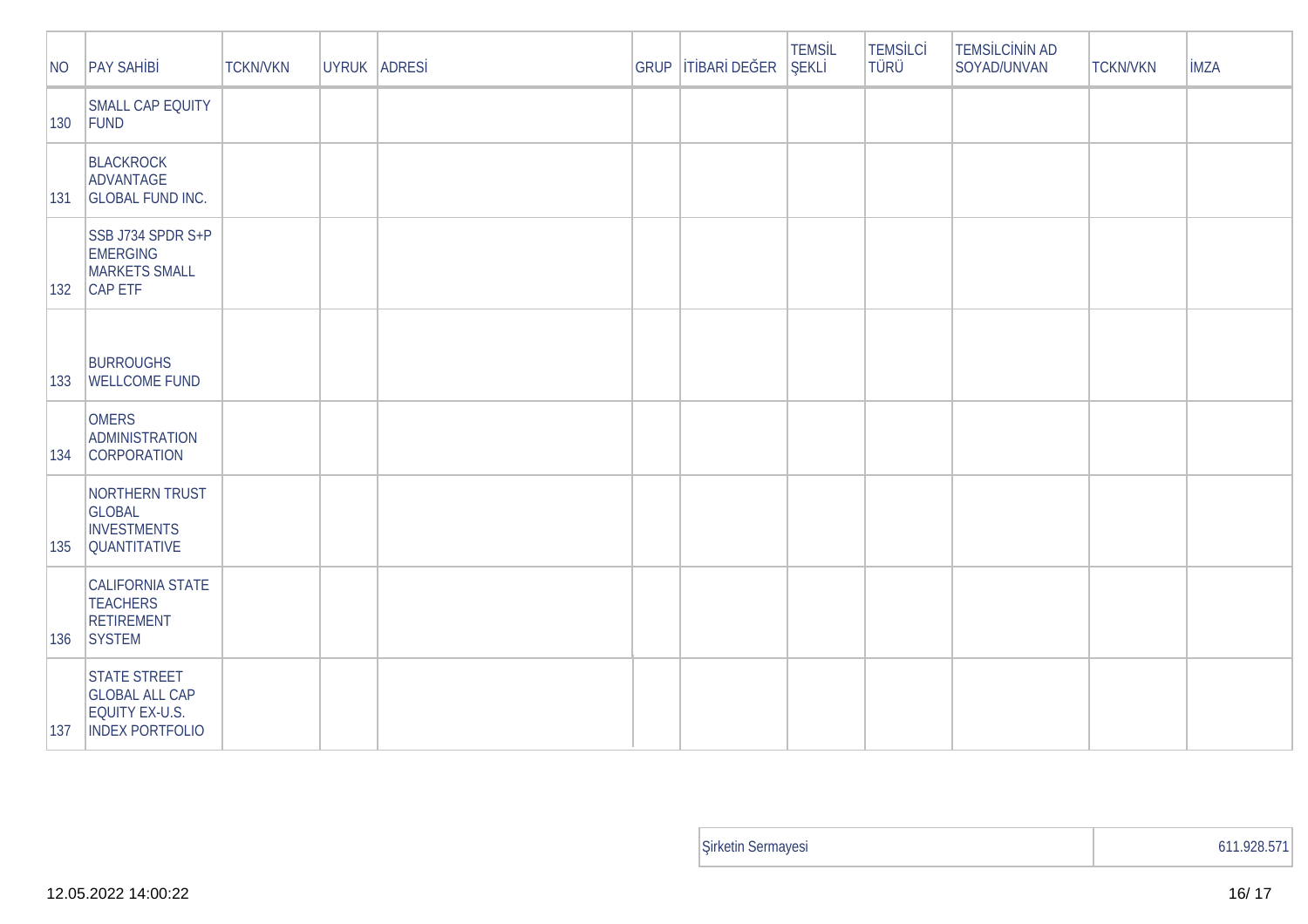| NO | PAY SAHİBİ | TCKN/VKN | UYRUK | ADRESİ | GRUP | İTİBARİ DEĞER | TEMSİL ŞEKLİ | TEMSİLCİ TÜRÜ | TEMSİLCİNİN AD SOYAD/UNVAN | TCKN/VKN | İMZA |
|---|---|---|---|---|---|---|---|---|---|---|---|
| 130 | SMALL CAP EQUITY FUND | | | | | | | | | | |
| 131 | BLACKROCK ADVANTAGE GLOBAL FUND INC. | | | | | | | | | | |
| 132 | SSB J734 SPDR S+P EMERGING MARKETS SMALL CAP ETF | | | | | | | | | | |
| 133 | BURROUGHS WELLCOME FUND | | | | | | | | | | |
| 134 | OMERS ADMINISTRATION CORPORATION | | | | | | | | | | |
| 135 | NORTHERN TRUST GLOBAL INVESTMENTS QUANTITATIVE | | | | | | | | | | |
| 136 | CALIFORNIA STATE TEACHERS RETIREMENT SYSTEM | | | | | | | | | | |
| 137 | STATE STREET GLOBAL ALL CAP EQUITY EX-U.S. INDEX PORTFOLIO | | | | | | | | | | |

| Şirketin Sermayesi | 611.928.571 |
|---|---|

12.05.2022 14:00:22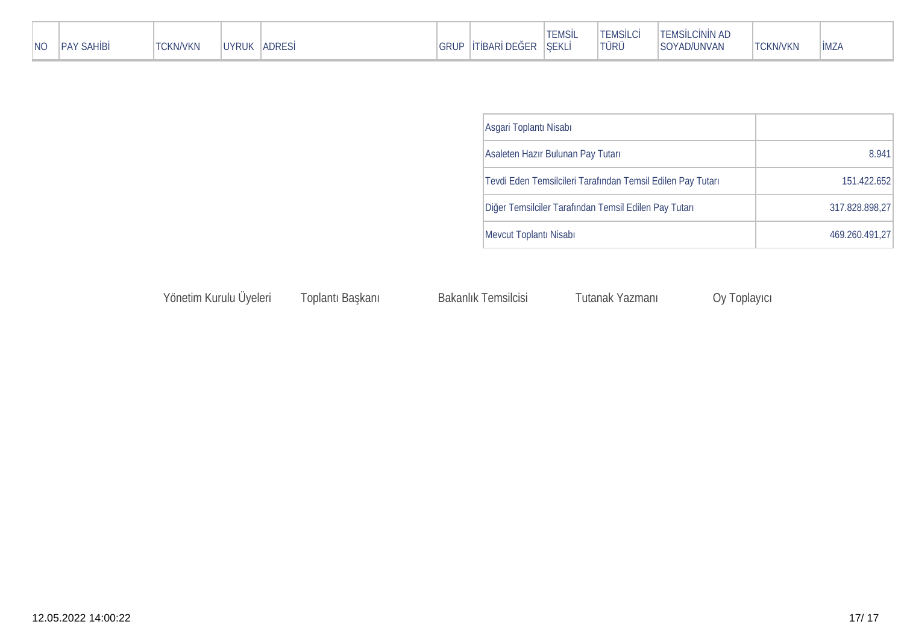| NO | PAY SAHİBİ | TCKN/VKN | UYRUK | ADRESİ | GRUP | İTİBARİ DEĞER | TEMSİL ŞEKLİ | TEMSİLCİ TÜRÜ | TEMSİLCİNİN AD SOYAD/UNVAN | TCKN/VKN | İMZA |
|---|---|---|---|---|---|---|---|---|---|---|---|

| | |
|---|---|
| Asgari Toplantı Nisabı | |
| Asaleten Hazır Bulunan Pay Tutarı | 8.941 |
| Tevdi Eden Temsilcileri Tarafından Temsil Edilen Pay Tutarı | 151.422.652 |
| Diğer Temsilciler Tarafından Temsil Edilen Pay Tutarı | 317.828.898,27 |
| Mevcut Toplantı Nisabı | 469.260.491,27 |

Yönetim Kurulu Üyeleri    Toplantı Başkanı    Bakanlık Temsilcisi    Tutanak Yazmanı    Oy Toplayıcı

12.05.2022 14:00:22